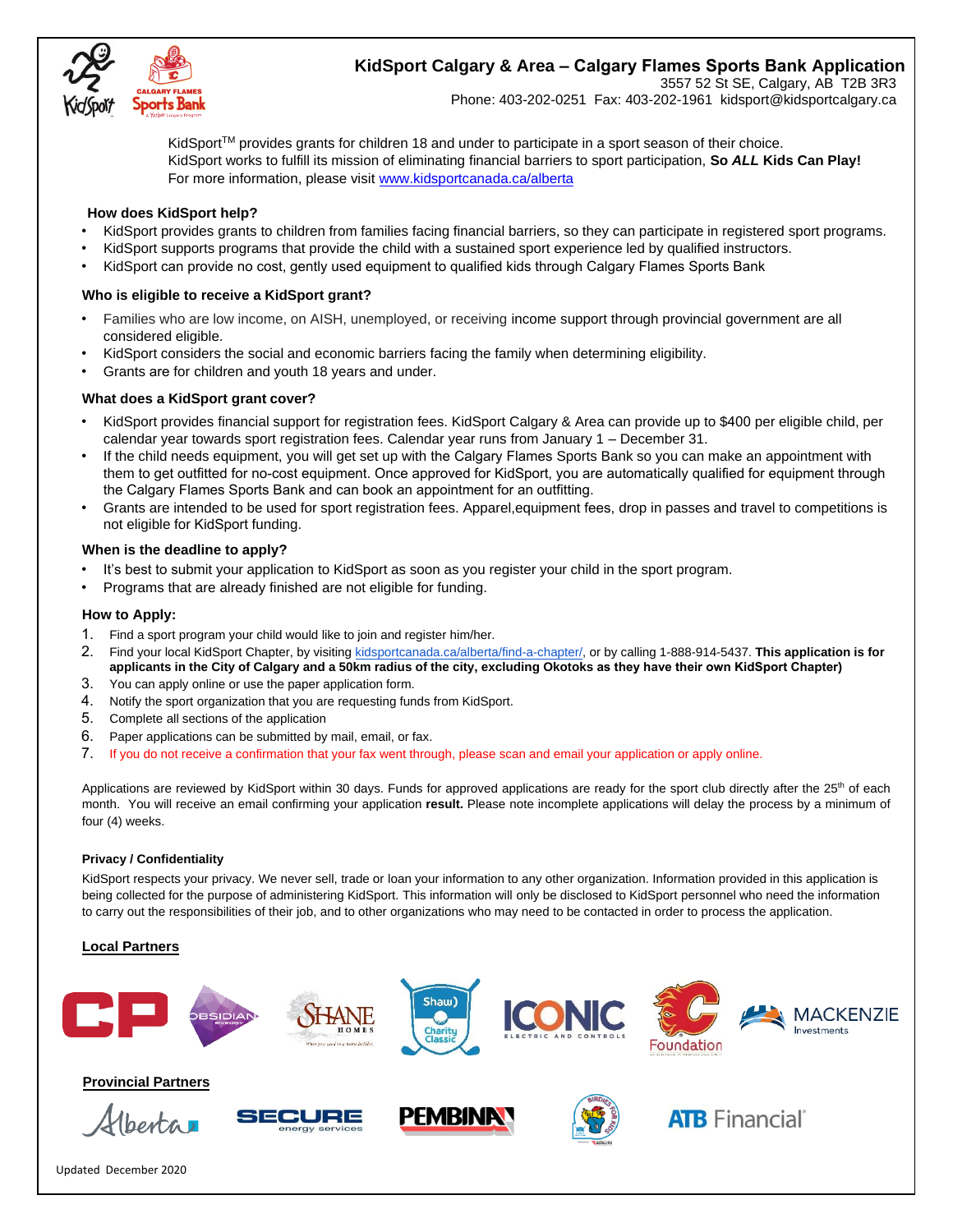# KidSport Calgary & Area – Calgary Flames Sports Bank Application

3557 52 St SE, Calgary, AB T2B 3R3
Phone: 403-202-0251 Fax: 403-202-1961 kidsport@kidsportcalgary.ca

KidSport™ provides grants for children 18 and under to participate in a sport season of their choice.
KidSport works to fulfill its mission of eliminating financial barriers to sport participation, **So *ALL* Kids Can Play!**
For more information, please visit www.kidsportcanada.ca/alberta

### How does KidSport help?

- KidSport provides grants to children from families facing financial barriers, so they can participate in registered sport programs.
- KidSport supports programs that provide the child with a sustained sport experience led by qualified instructors.
- KidSport can provide no cost, gently used equipment to qualified kids through Calgary Flames Sports Bank

### Who is eligible to receive a KidSport grant?

- Families who are low income, on AISH, unemployed, or receiving income support through provincial government are all considered eligible.
- KidSport considers the social and economic barriers facing the family when determining eligibility.
- Grants are for children and youth 18 years and under.

### What does a KidSport grant cover?

- KidSport provides financial support for registration fees. KidSport Calgary & Area can provide up to $400 per eligible child, per calendar year towards sport registration fees. Calendar year runs from January 1 – December 31.
- If the child needs equipment, you will get set up with the Calgary Flames Sports Bank so you can make an appointment with them to get outfitted for no-cost equipment. Once approved for KidSport, you are automatically qualified for equipment through the Calgary Flames Sports Bank and can book an appointment for an outfitting.
- Grants are intended to be used for sport registration fees. Apparel,equipment fees, drop in passes and travel to competitions is not eligible for KidSport funding.

### When is the deadline to apply?

- It's best to submit your application to KidSport as soon as you register your child in the sport program.
- Programs that are already finished are not eligible for funding.

### How to Apply:

1. Find a sport program your child would like to join and register him/her.
2. Find your local KidSport Chapter, by visiting kidsportcanada.ca/alberta/find-a-chapter/, or by calling 1-888-914-5437. **This application is for applicants in the City of Calgary and a 50km radius of the city, excluding Okotoks as they have their own KidSport Chapter)**
3. You can apply online or use the paper application form.
4. Notify the sport organization that you are requesting funds from KidSport.
5. Complete all sections of the application
6. Paper applications can be submitted by mail, email, or fax.
7. If you do not receive a confirmation that your fax went through, please scan and email your application or apply online.

Applications are reviewed by KidSport within 30 days. Funds for approved applications are ready for the sport club directly after the 25th of each month. You will receive an email confirming your application **result.** Please note incomplete applications will delay the process by a minimum of four (4) weeks.

#### Privacy / Confidentiality

KidSport respects your privacy. We never sell, trade or loan your information to any other organization. Information provided in this application is being collected for the purpose of administering KidSport. This information will only be disclosed to KidSport personnel who need the information to carry out the responsibilities of their job, and to other organizations who may need to be contacted in order to process the application.

**Local Partners**

**Provincial Partners**

Updated December 2020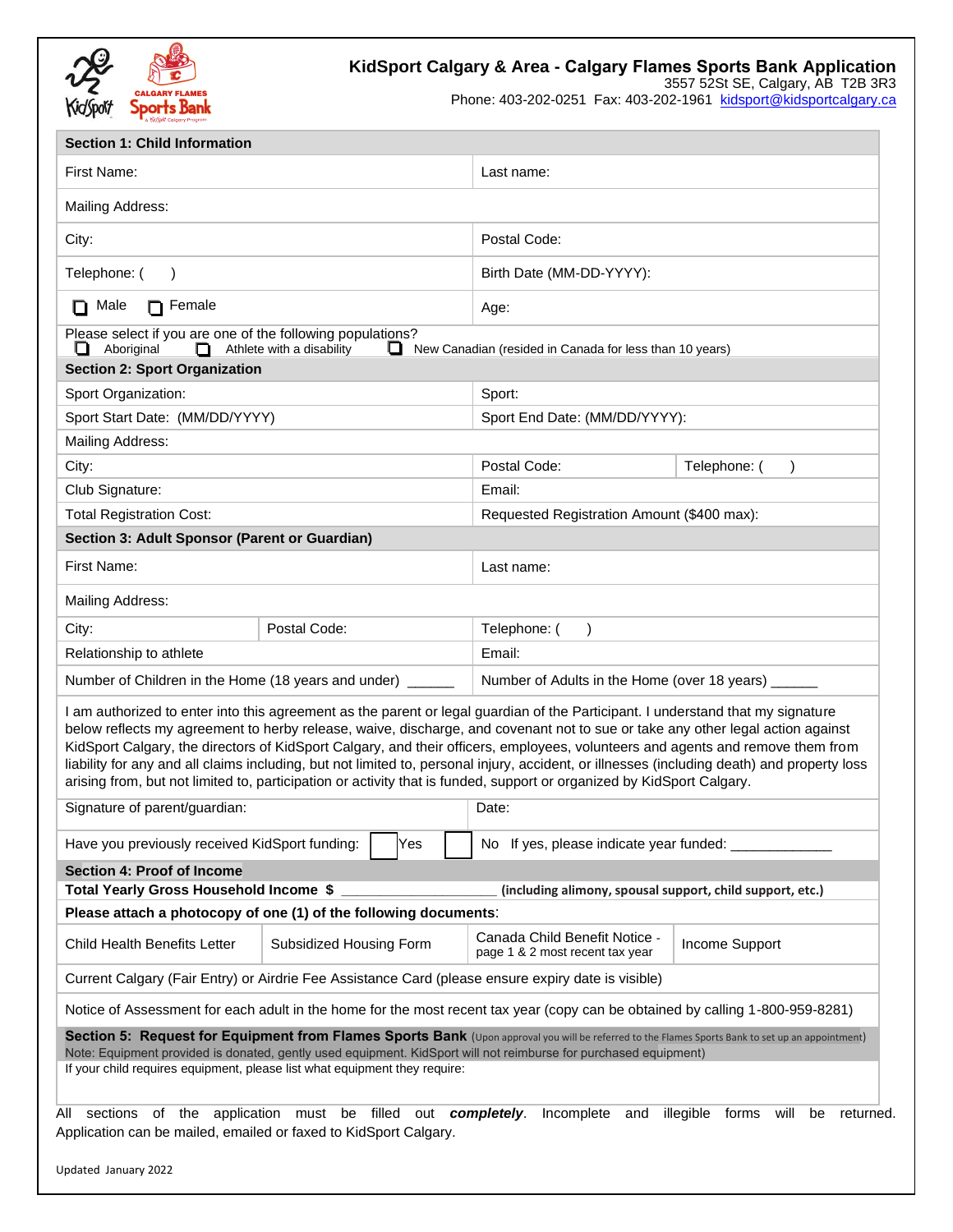# KidSport Calgary & Area - Calgary Flames Sports Bank Application

3557 52St SE, Calgary, AB T2B 3R3
Phone: 403-202-0251 Fax: 403-202-1961 kidsport@kidsportcalgary.ca

**Section 1: Child Information**

| | |
|---|---|
| First Name: | Last name: |
| Mailing Address: | |
| City: | Postal Code: |
| Telephone: ( ) | Birth Date (MM-DD-YYYY): |
| ☐ Male ☐ Female | Age: |

Please select if you are one of the following populations?
☐ Aboriginal ☐ Athlete with a disability ☐ New Canadian (resided in Canada for less than 10 years)

**Section 2: Sport Organization**

| | | |
|---|---|---|
| Sport Organization: | Sport: | |
| Sport Start Date: (MM/DD/YYYY) | Sport End Date: (MM/DD/YYYY): | |
| Mailing Address: | | |
| City: | Postal Code: | Telephone: ( ) |
| Club Signature: | Email: | |
| Total Registration Cost: | Requested Registration Amount ($400 max): | |

**Section 3: Adult Sponsor (Parent or Guardian)**

| | | |
|---|---|---|
| First Name: | | Last name: |
| Mailing Address: | | |
| City: | Postal Code: | Telephone: ( ) |
| Relationship to athlete | | Email: |
| Number of Children in the Home (18 years and under) ______ | | Number of Adults in the Home (over 18 years) ______ |

I am authorized to enter into this agreement as the parent or legal guardian of the Participant. I understand that my signature below reflects my agreement to herby release, waive, discharge, and covenant not to sue or take any other legal action against KidSport Calgary, the directors of KidSport Calgary, and their officers, employees, volunteers and agents and remove them from liability for any and all claims including, but not limited to, personal injury, accident, or illnesses (including death) and property loss arising from, but not limited to, participation or activity that is funded, support or organized by KidSport Calgary.

| | |
|---|---|
| Signature of parent/guardian: | Date: |

Have you previously received KidSport funding: ☐ Yes ☐ No If yes, please indicate year funded: _____________

**Section 4: Proof of Income**

**Total Yearly Gross Household Income $ ___________________ (including alimony, spousal support, child support, etc.)**

**Please attach a photocopy of one (1) of the following documents**:

| | | | |
|---|---|---|---|
| Child Health Benefits Letter | Subsidized Housing Form | Canada Child Benefit Notice - page 1 & 2 most recent tax year | Income Support |

Current Calgary (Fair Entry) or Airdrie Fee Assistance Card (please ensure expiry date is visible)

Notice of Assessment for each adult in the home for the most recent tax year (copy can be obtained by calling 1-800-959-8281)

**Section 5: Request for Equipment from Flames Sports Bank** (Upon approval you will be referred to the Flames Sports Bank to set up an appointment)
Note: Equipment provided is donated, gently used equipment. KidSport will not reimburse for purchased equipment)

If your child requires equipment, please list what equipment they require:

All sections of the application must be filled out ***completely***. Incomplete and illegible forms will be returned. Application can be mailed, emailed or faxed to KidSport Calgary.

Updated January 2022